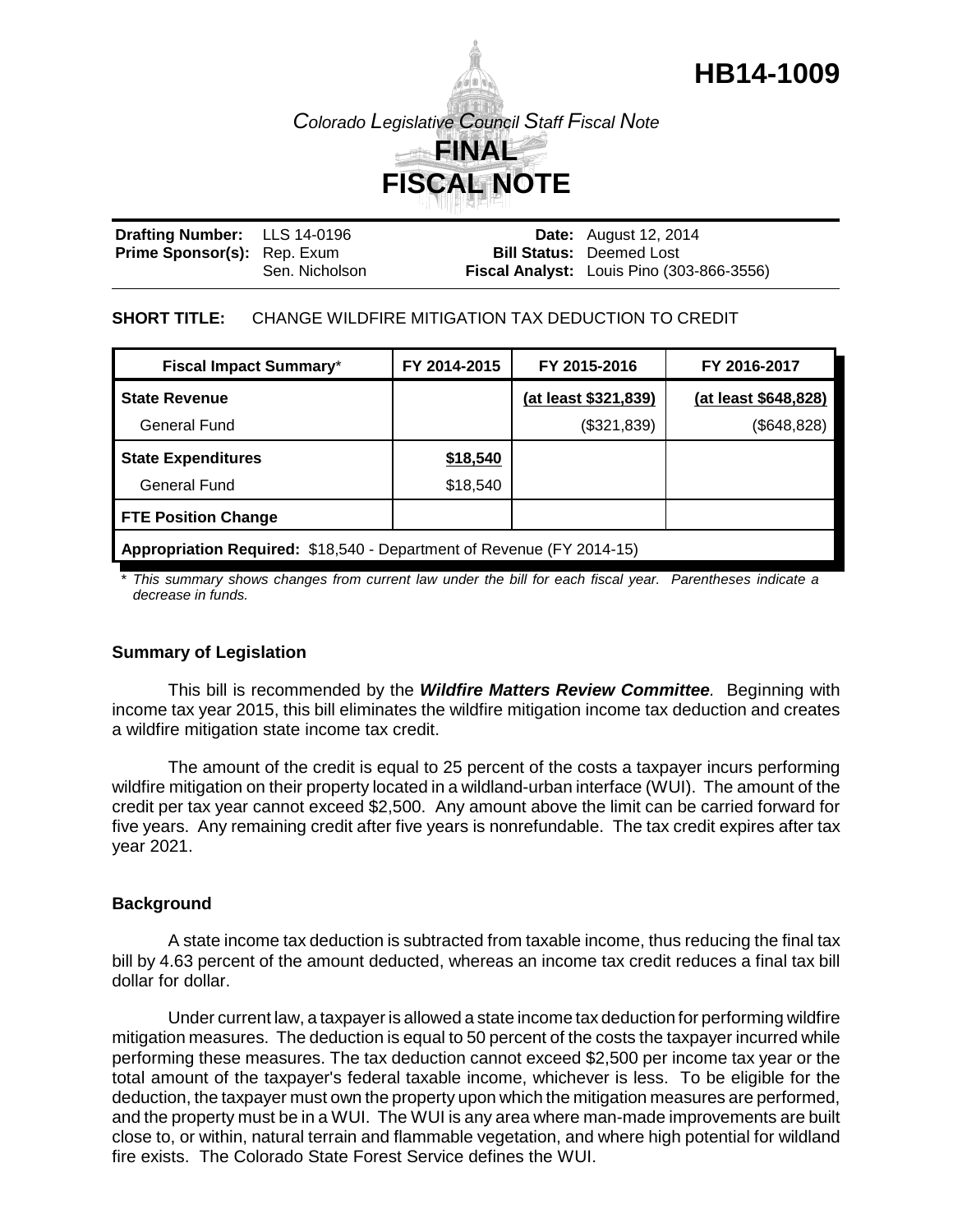# HB14-1009

*Colorado Legislative Council Staff Fiscal Note*

## FINAL FISCAL NOTE

**Drafting Number:** LLS 14-0196
**Prime Sponsor(s):** Rep. Exum
Sen. Nicholson

**Date:** August 12, 2014
**Bill Status:** Deemed Lost
**Fiscal Analyst:** Louis Pino (303-866-3556)

**SHORT TITLE:** CHANGE WILDFIRE MITIGATION TAX DEDUCTION TO CREDIT

| Fiscal Impact Summary* | FY 2014-2015 | FY 2015-2016 | FY 2016-2017 |
|---|---|---|---|
| **State Revenue** | | (at least $321,839) | (at least $648,828) |
| General Fund | | ($321,839) | ($648,828) |
| **State Expenditures** | $18,540 | | |
| General Fund | $18,540 | | |
| **FTE Position Change** | | | |
| **Appropriation Required:** $18,540 - Department of Revenue (FY 2014-15) | | | |

\* *This summary shows changes from current law under the bill for each fiscal year. Parentheses indicate a decrease in funds.*

### Summary of Legislation

This bill is recommended by the ***Wildfire Matters Review Committee****.* Beginning with income tax year 2015, this bill eliminates the wildfire mitigation income tax deduction and creates a wildfire mitigation state income tax credit.

The amount of the credit is equal to 25 percent of the costs a taxpayer incurs performing wildfire mitigation on their property located in a wildland-urban interface (WUI). The amount of the credit per tax year cannot exceed $2,500. Any amount above the limit can be carried forward for five years. Any remaining credit after five years is nonrefundable. The tax credit expires after tax year 2021.

### Background

A state income tax deduction is subtracted from taxable income, thus reducing the final tax bill by 4.63 percent of the amount deducted, whereas an income tax credit reduces a final tax bill dollar for dollar.

Under current law, a taxpayer is allowed a state income tax deduction for performing wildfire mitigation measures. The deduction is equal to 50 percent of the costs the taxpayer incurred while performing these measures. The tax deduction cannot exceed $2,500 per income tax year or the total amount of the taxpayer's federal taxable income, whichever is less. To be eligible for the deduction, the taxpayer must own the property upon which the mitigation measures are performed, and the property must be in a WUI. The WUI is any area where man-made improvements are built close to, or within, natural terrain and flammable vegetation, and where high potential for wildland fire exists. The Colorado State Forest Service defines the WUI.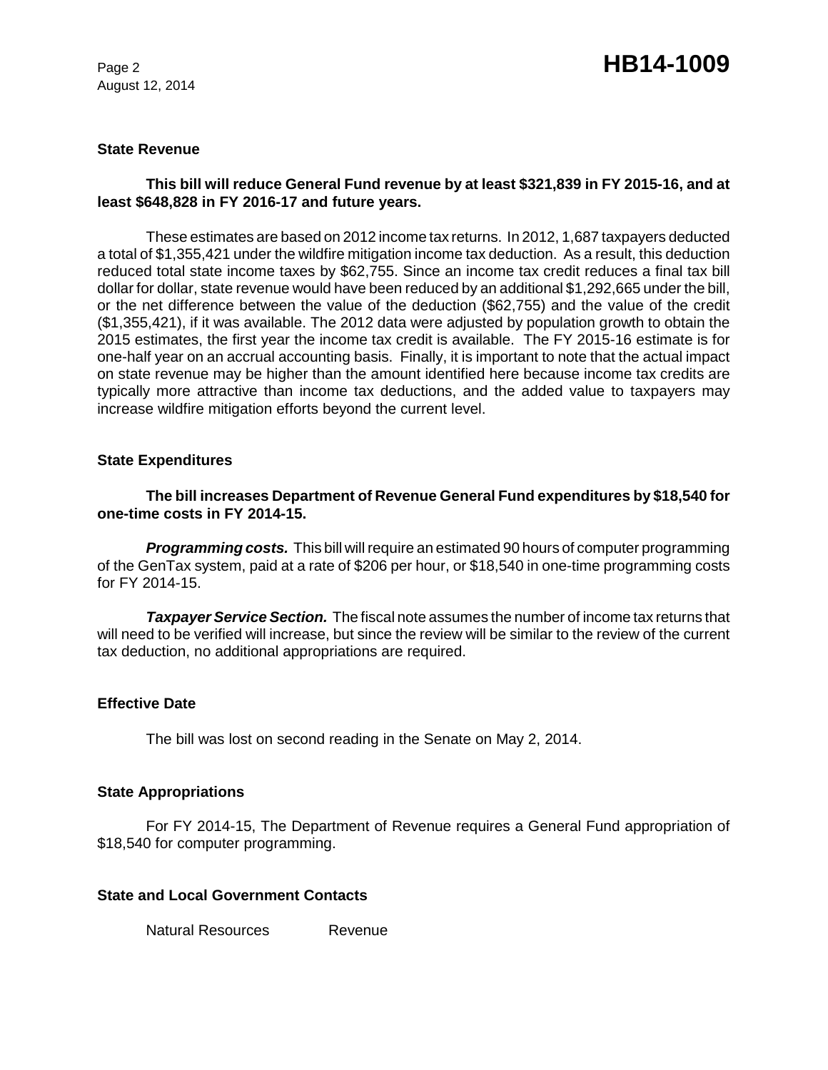**State Revenue**

**This bill will reduce General Fund revenue by at least $321,839 in FY 2015-16, and at least $648,828 in FY 2016-17 and future years.**

These estimates are based on 2012 income tax returns. In 2012, 1,687 taxpayers deducted a total of $1,355,421 under the wildfire mitigation income tax deduction. As a result, this deduction reduced total state income taxes by $62,755. Since an income tax credit reduces a final tax bill dollar for dollar, state revenue would have been reduced by an additional $1,292,665 under the bill, or the net difference between the value of the deduction ($62,755) and the value of the credit ($1,355,421), if it was available. The 2012 data were adjusted by population growth to obtain the 2015 estimates, the first year the income tax credit is available. The FY 2015-16 estimate is for one-half year on an accrual accounting basis. Finally, it is important to note that the actual impact on state revenue may be higher than the amount identified here because income tax credits are typically more attractive than income tax deductions, and the added value to taxpayers may increase wildfire mitigation efforts beyond the current level.

**State Expenditures**

**The bill increases Department of Revenue General Fund expenditures by $18,540 for one-time costs in FY 2014-15.**

***Programming costs.*** This bill will require an estimated 90 hours of computer programming of the GenTax system, paid at a rate of $206 per hour, or $18,540 in one-time programming costs for FY 2014-15.

***Taxpayer Service Section.*** The fiscal note assumes the number of income tax returns that will need to be verified will increase, but since the review will be similar to the review of the current tax deduction, no additional appropriations are required.

**Effective Date**

The bill was lost on second reading in the Senate on May 2, 2014.

**State Appropriations**

For FY 2014-15, The Department of Revenue requires a General Fund appropriation of $18,540 for computer programming.

**State and Local Government Contacts**

| | |
|---|---|
| Natural Resources | Revenue |